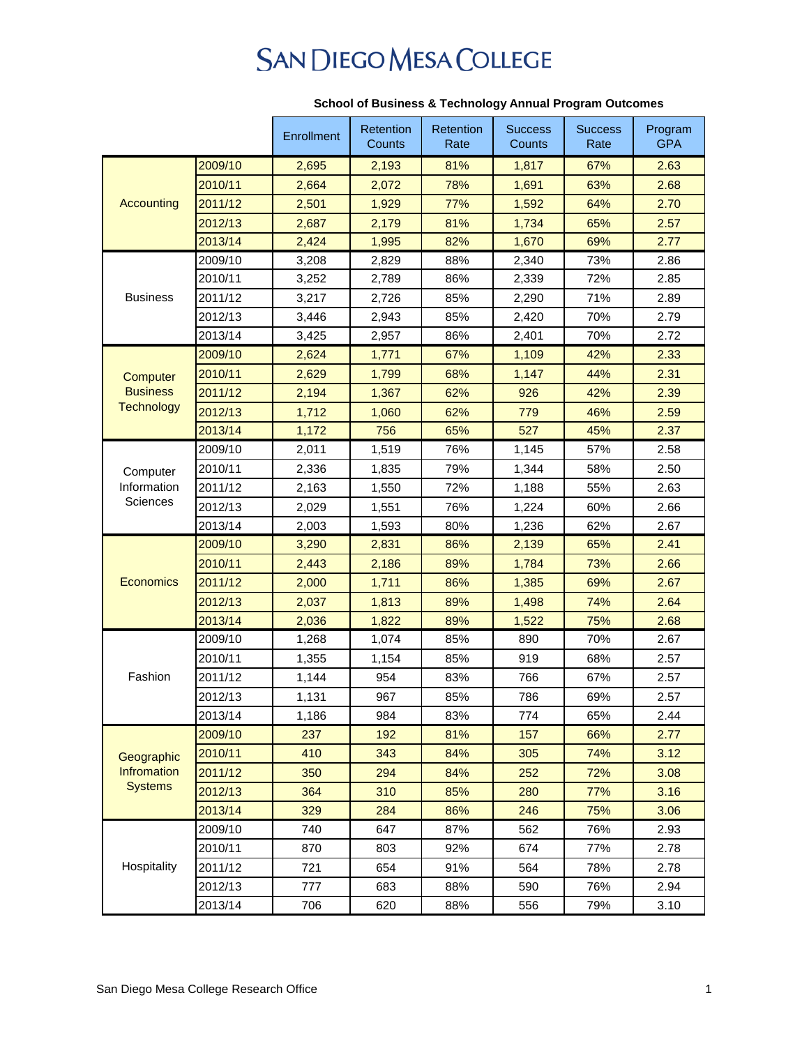# San Diego Mesa College

## School of Business & Technology Annual Program Outcomes

| | | Enrollment | Retention Counts | Retention Rate | Success Counts | Success Rate | Program GPA |
|---|---|---|---|---|---|---|---|
| Accounting | 2009/10 | 2,695 | 2,193 | 81% | 1,817 | 67% | 2.63 |
| | 2010/11 | 2,664 | 2,072 | 78% | 1,691 | 63% | 2.68 |
| | 2011/12 | 2,501 | 1,929 | 77% | 1,592 | 64% | 2.70 |
| | 2012/13 | 2,687 | 2,179 | 81% | 1,734 | 65% | 2.57 |
| | 2013/14 | 2,424 | 1,995 | 82% | 1,670 | 69% | 2.77 |
| Business | 2009/10 | 3,208 | 2,829 | 88% | 2,340 | 73% | 2.86 |
| | 2010/11 | 3,252 | 2,789 | 86% | 2,339 | 72% | 2.85 |
| | 2011/12 | 3,217 | 2,726 | 85% | 2,290 | 71% | 2.89 |
| | 2012/13 | 3,446 | 2,943 | 85% | 2,420 | 70% | 2.79 |
| | 2013/14 | 3,425 | 2,957 | 86% | 2,401 | 70% | 2.72 |
| Computer Business Technology | 2009/10 | 2,624 | 1,771 | 67% | 1,109 | 42% | 2.33 |
| | 2010/11 | 2,629 | 1,799 | 68% | 1,147 | 44% | 2.31 |
| | 2011/12 | 2,194 | 1,367 | 62% | 926 | 42% | 2.39 |
| | 2012/13 | 1,712 | 1,060 | 62% | 779 | 46% | 2.59 |
| | 2013/14 | 1,172 | 756 | 65% | 527 | 45% | 2.37 |
| Computer Information Sciences | 2009/10 | 2,011 | 1,519 | 76% | 1,145 | 57% | 2.58 |
| | 2010/11 | 2,336 | 1,835 | 79% | 1,344 | 58% | 2.50 |
| | 2011/12 | 2,163 | 1,550 | 72% | 1,188 | 55% | 2.63 |
| | 2012/13 | 2,029 | 1,551 | 76% | 1,224 | 60% | 2.66 |
| | 2013/14 | 2,003 | 1,593 | 80% | 1,236 | 62% | 2.67 |
| Economics | 2009/10 | 3,290 | 2,831 | 86% | 2,139 | 65% | 2.41 |
| | 2010/11 | 2,443 | 2,186 | 89% | 1,784 | 73% | 2.66 |
| | 2011/12 | 2,000 | 1,711 | 86% | 1,385 | 69% | 2.67 |
| | 2012/13 | 2,037 | 1,813 | 89% | 1,498 | 74% | 2.64 |
| | 2013/14 | 2,036 | 1,822 | 89% | 1,522 | 75% | 2.68 |
| Fashion | 2009/10 | 1,268 | 1,074 | 85% | 890 | 70% | 2.67 |
| | 2010/11 | 1,355 | 1,154 | 85% | 919 | 68% | 2.57 |
| | 2011/12 | 1,144 | 954 | 83% | 766 | 67% | 2.57 |
| | 2012/13 | 1,131 | 967 | 85% | 786 | 69% | 2.57 |
| | 2013/14 | 1,186 | 984 | 83% | 774 | 65% | 2.44 |
| Geographic Infromation Systems | 2009/10 | 237 | 192 | 81% | 157 | 66% | 2.77 |
| | 2010/11 | 410 | 343 | 84% | 305 | 74% | 3.12 |
| | 2011/12 | 350 | 294 | 84% | 252 | 72% | 3.08 |
| | 2012/13 | 364 | 310 | 85% | 280 | 77% | 3.16 |
| | 2013/14 | 329 | 284 | 86% | 246 | 75% | 3.06 |
| Hospitality | 2009/10 | 740 | 647 | 87% | 562 | 76% | 2.93 |
| | 2010/11 | 870 | 803 | 92% | 674 | 77% | 2.78 |
| | 2011/12 | 721 | 654 | 91% | 564 | 78% | 2.78 |
| | 2012/13 | 777 | 683 | 88% | 590 | 76% | 2.94 |
| | 2013/14 | 706 | 620 | 88% | 556 | 79% | 3.10 |

San Diego Mesa College Research Office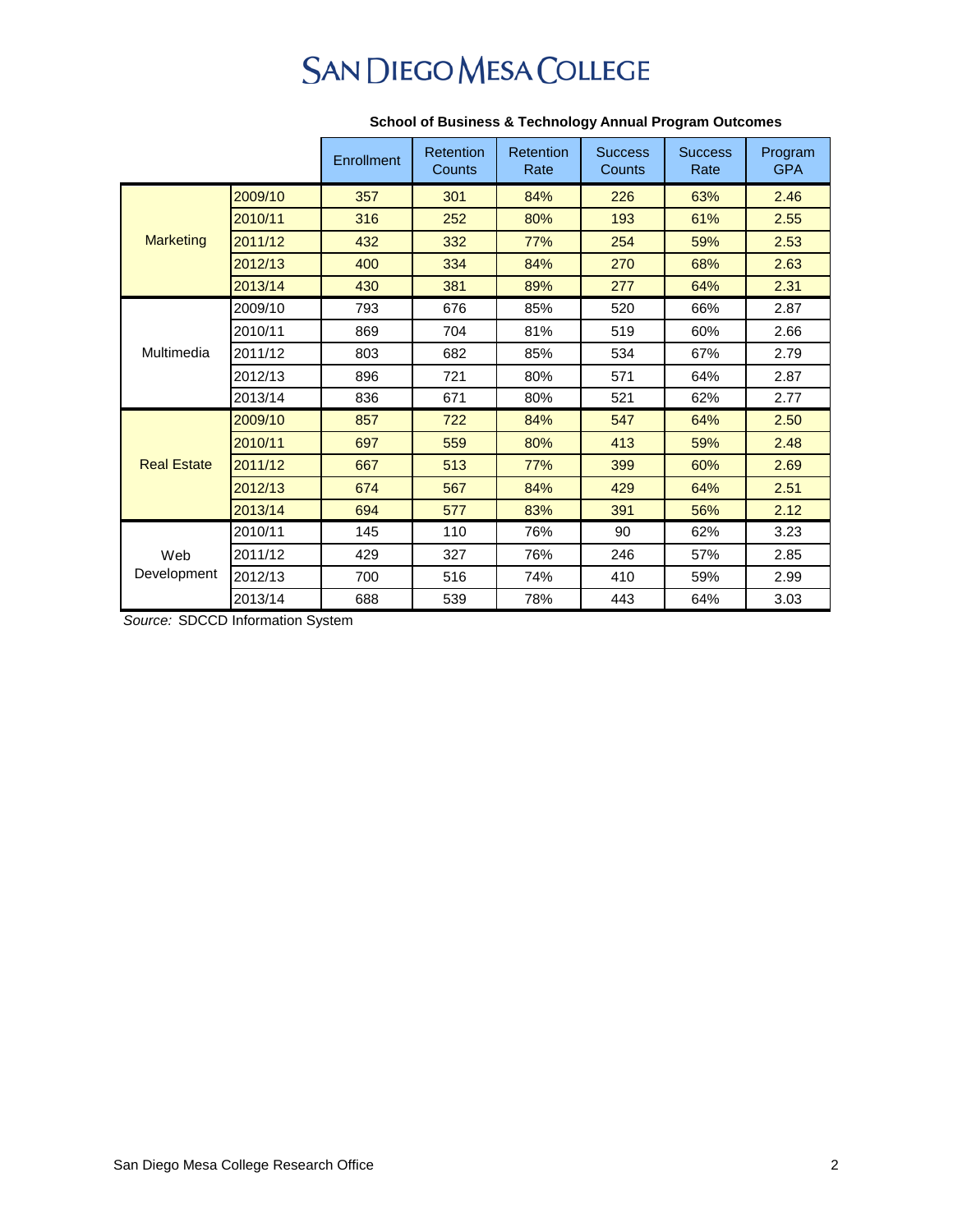# San Diego Mesa College

**School of Business & Technology Annual Program Outcomes**

| | | Enrollment | Retention Counts | Retention Rate | Success Counts | Success Rate | Program GPA |
|---|---|---|---|---|---|---|---|
| Marketing | 2009/10 | 357 | 301 | 84% | 226 | 63% | 2.46 |
| | 2010/11 | 316 | 252 | 80% | 193 | 61% | 2.55 |
| | 2011/12 | 432 | 332 | 77% | 254 | 59% | 2.53 |
| | 2012/13 | 400 | 334 | 84% | 270 | 68% | 2.63 |
| | 2013/14 | 430 | 381 | 89% | 277 | 64% | 2.31 |
| Multimedia | 2009/10 | 793 | 676 | 85% | 520 | 66% | 2.87 |
| | 2010/11 | 869 | 704 | 81% | 519 | 60% | 2.66 |
| | 2011/12 | 803 | 682 | 85% | 534 | 67% | 2.79 |
| | 2012/13 | 896 | 721 | 80% | 571 | 64% | 2.87 |
| | 2013/14 | 836 | 671 | 80% | 521 | 62% | 2.77 |
| Real Estate | 2009/10 | 857 | 722 | 84% | 547 | 64% | 2.50 |
| | 2010/11 | 697 | 559 | 80% | 413 | 59% | 2.48 |
| | 2011/12 | 667 | 513 | 77% | 399 | 60% | 2.69 |
| | 2012/13 | 674 | 567 | 84% | 429 | 64% | 2.51 |
| | 2013/14 | 694 | 577 | 83% | 391 | 56% | 2.12 |
| Web Development | 2010/11 | 145 | 110 | 76% | 90 | 62% | 3.23 |
| | 2011/12 | 429 | 327 | 76% | 246 | 57% | 2.85 |
| | 2012/13 | 700 | 516 | 74% | 410 | 59% | 2.99 |
| | 2013/14 | 688 | 539 | 78% | 443 | 64% | 3.03 |

*Source:* SDCCD Information System

San Diego Mesa College Research Office